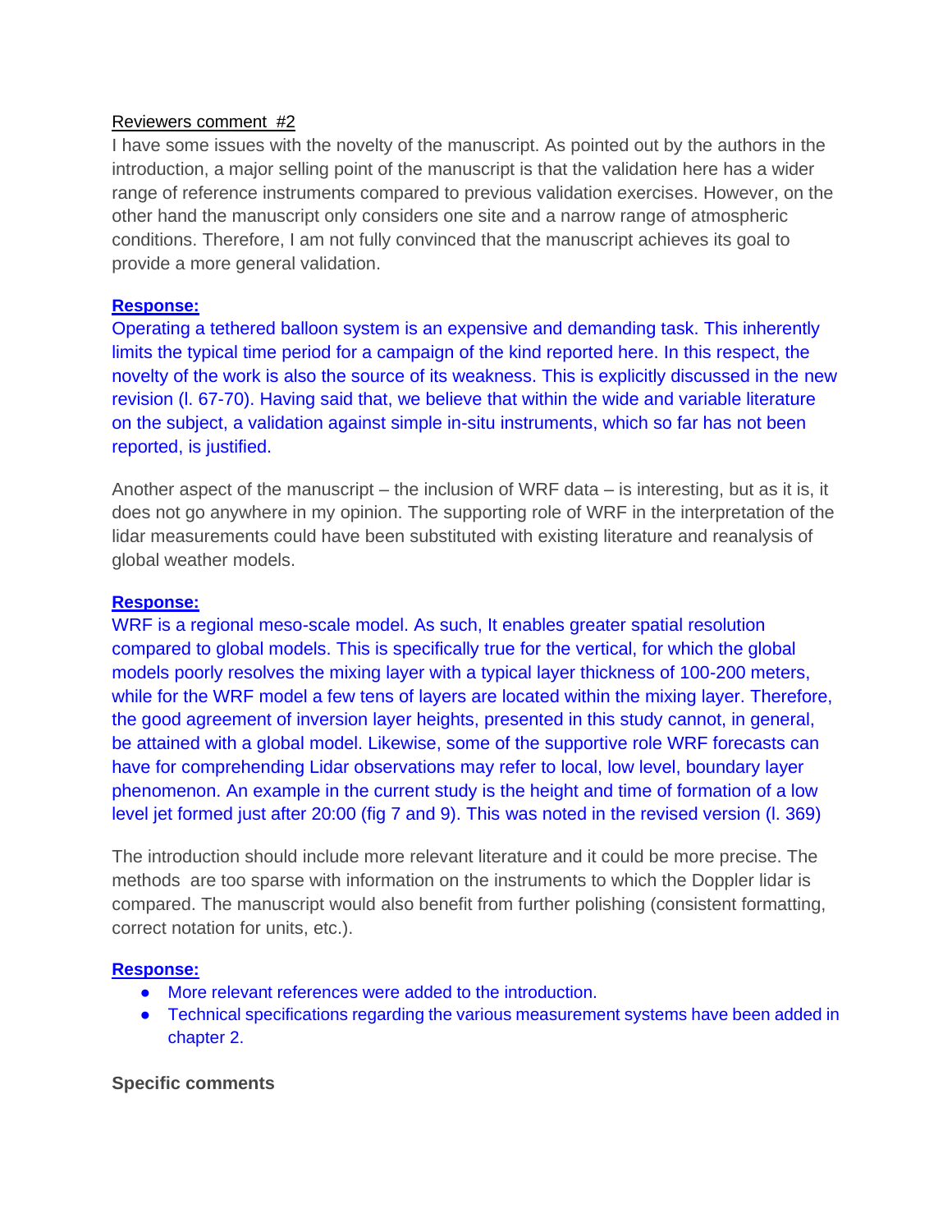Reviewers comment #2

I have some issues with the novelty of the manuscript. As pointed out by the authors in the introduction, a major selling point of the manuscript is that the validation here has a wider range of reference instruments compared to previous validation exercises. However, on the other hand the manuscript only considers one site and a narrow range of atmospheric conditions. Therefore, I am not fully convinced that the manuscript achieves its goal to provide a more general validation.

**Response:**

Operating a tethered balloon system is an expensive and demanding task. This inherently limits the typical time period for a campaign of the kind reported here. In this respect, the novelty of the work is also the source of its weakness. This is explicitly discussed in the new revision (l. 67-70). Having said that, we believe that within the wide and variable literature on the subject, a validation against simple in-situ instruments, which so far has not been reported, is justified.

Another aspect of the manuscript – the inclusion of WRF data – is interesting, but as it is, it does not go anywhere in my opinion. The supporting role of WRF in the interpretation of the lidar measurements could have been substituted with existing literature and reanalysis of global weather models.

**Response:**

WRF is a regional meso-scale model. As such, It enables greater spatial resolution compared to global models. This is specifically true for the vertical, for which the global models poorly resolves the mixing layer with a typical layer thickness of 100-200 meters, while for the WRF model a few tens of layers are located within the mixing layer. Therefore, the good agreement of inversion layer heights, presented in this study cannot, in general, be attained with a global model. Likewise, some of the supportive role WRF forecasts can have for comprehending Lidar observations may refer to local, low level, boundary layer phenomenon. An example in the current study is the height and time of formation of a low level jet formed just after 20:00 (fig 7 and 9). This was noted in the revised version (l. 369)

The introduction should include more relevant literature and it could be more precise. The methods are too sparse with information on the instruments to which the Doppler lidar is compared. The manuscript would also benefit from further polishing (consistent formatting, correct notation for units, etc.).

**Response:**

- More relevant references were added to the introduction.
- Technical specifications regarding the various measurement systems have been added in chapter 2.

**Specific comments**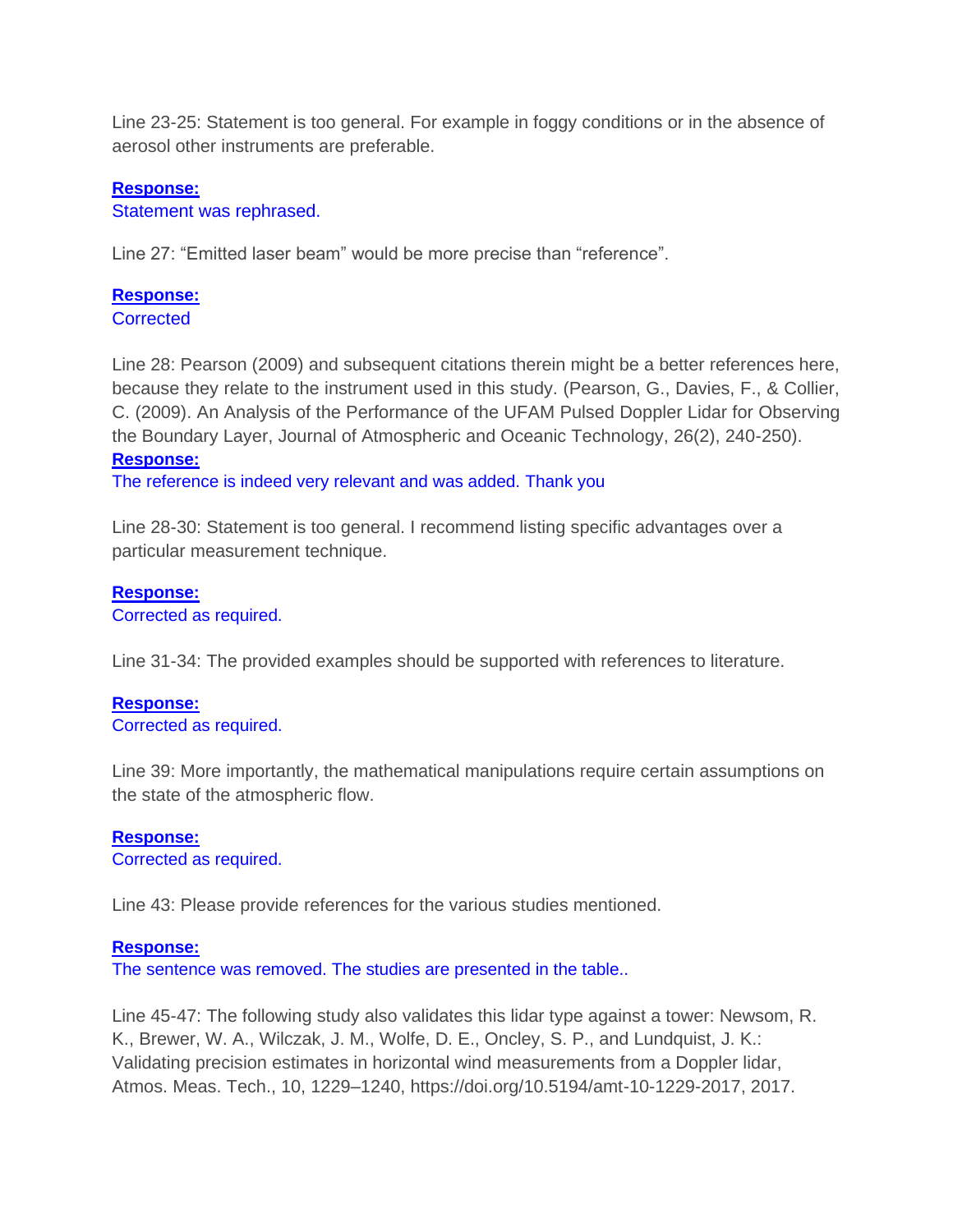Line 23-25: Statement is too general. For example in foggy conditions or in the absence of aerosol other instruments are preferable.

**Response:**
Statement was rephrased.

Line 27: “Emitted laser beam” would be more precise than “reference”.

**Response:**
Corrected

Line 28: Pearson (2009) and subsequent citations therein might be a better references here, because they relate to the instrument used in this study. (Pearson, G., Davies, F., & Collier, C. (2009). An Analysis of the Performance of the UFAM Pulsed Doppler Lidar for Observing the Boundary Layer, Journal of Atmospheric and Oceanic Technology, 26(2), 240-250).

**Response:**
The reference is indeed very relevant and was added. Thank you

Line 28-30: Statement is too general. I recommend listing specific advantages over a particular measurement technique.

**Response:**
Corrected as required.

Line 31-34: The provided examples should be supported with references to literature.

**Response:**
Corrected as required.

Line 39: More importantly, the mathematical manipulations require certain assumptions on the state of the atmospheric flow.

**Response:**
Corrected as required.

Line 43: Please provide references for the various studies mentioned.

**Response:**
The sentence was removed. The studies are presented in the table..

Line 45-47: The following study also validates this lidar type against a tower: Newsom, R. K., Brewer, W. A., Wilczak, J. M., Wolfe, D. E., Oncley, S. P., and Lundquist, J. K.: Validating precision estimates in horizontal wind measurements from a Doppler lidar, Atmos. Meas. Tech., 10, 1229–1240, https://doi.org/10.5194/amt-10-1229-2017, 2017.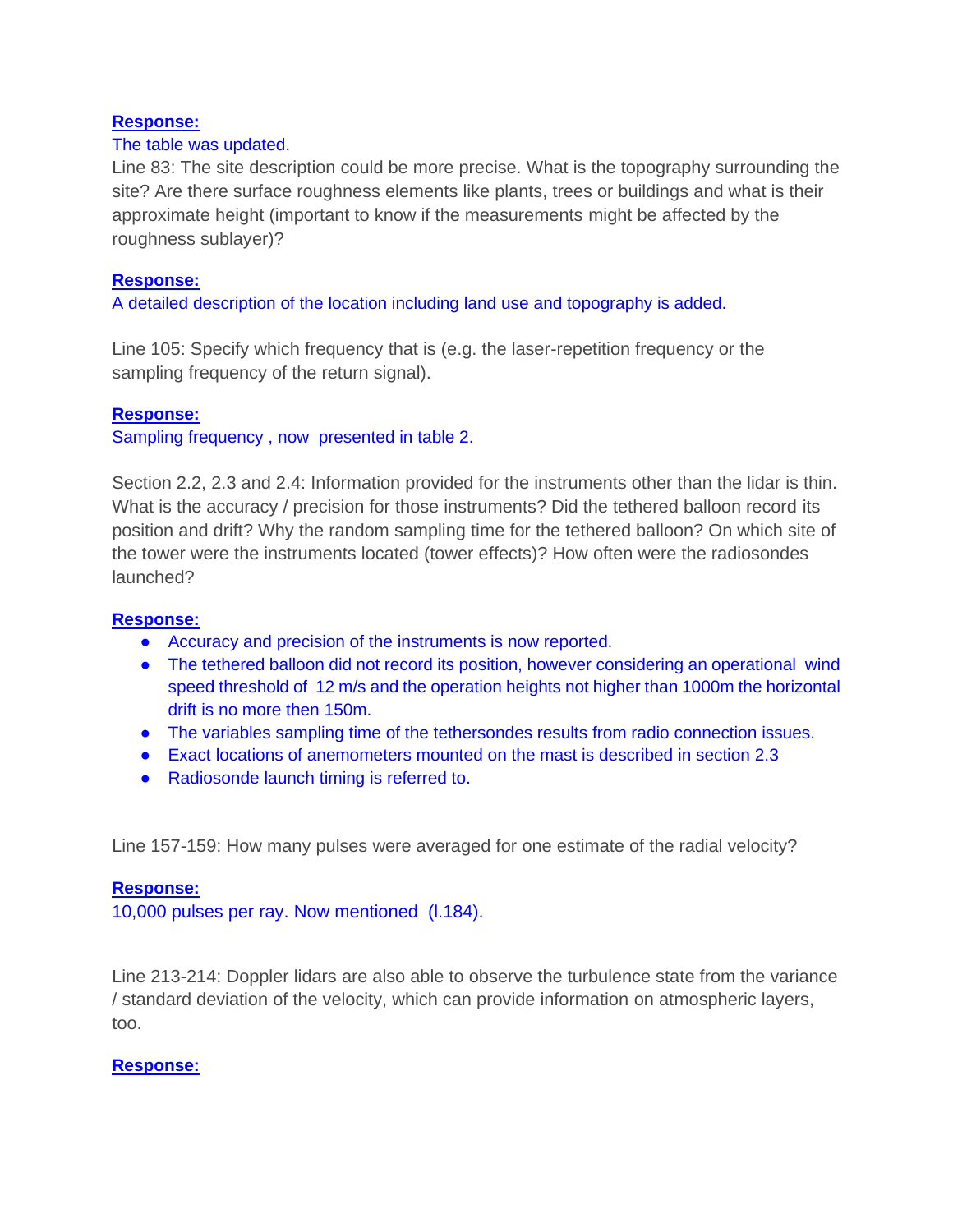**Response:**

The table was updated.

Line 83: The site description could be more precise. What is the topography surrounding the site? Are there surface roughness elements like plants, trees or buildings and what is their approximate height (important to know if the measurements might be affected by the roughness sublayer)?

**Response:**

A detailed description of the location including land use and topography is added.

Line 105: Specify which frequency that is (e.g. the laser-repetition frequency or the sampling frequency of the return signal).

**Response:**

Sampling frequency , now presented in table 2.

Section 2.2, 2.3 and 2.4: Information provided for the instruments other than the lidar is thin. What is the accuracy / precision for those instruments? Did the tethered balloon record its position and drift? Why the random sampling time for the tethered balloon? On which site of the tower were the instruments located (tower effects)? How often were the radiosondes launched?

**Response:**

- Accuracy and precision of the instruments is now reported.
- The tethered balloon did not record its position, however considering an operational wind speed threshold of 12 m/s and the operation heights not higher than 1000m the horizontal drift is no more then 150m.
- The variables sampling time of the tethersondes results from radio connection issues.
- Exact locations of anemometers mounted on the mast is described in section 2.3
- Radiosonde launch timing is referred to.

Line 157-159: How many pulses were averaged for one estimate of the radial velocity?

**Response:**

10,000 pulses per ray. Now mentioned (l.184).

Line 213-214: Doppler lidars are also able to observe the turbulence state from the variance / standard deviation of the velocity, which can provide information on atmospheric layers, too.

**Response:**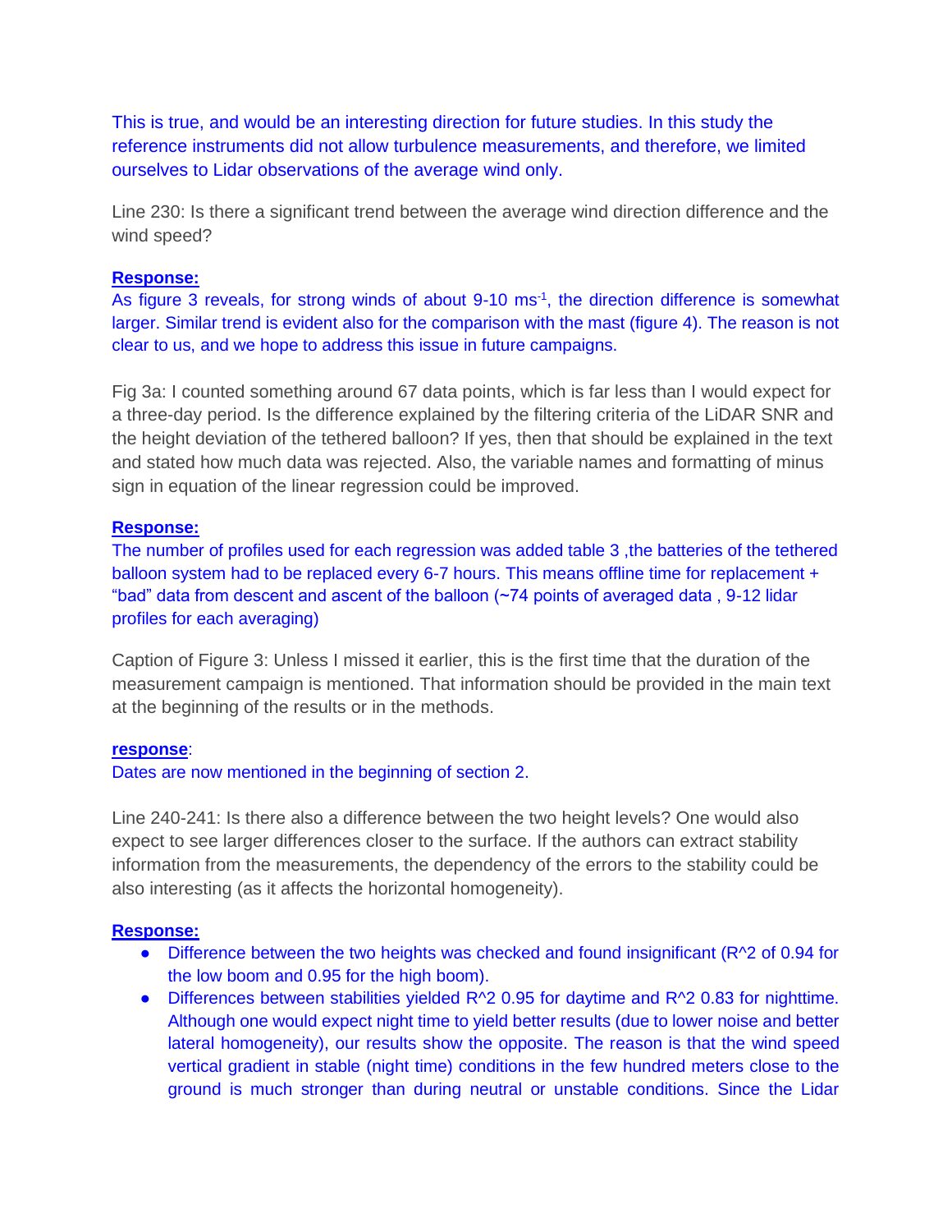This is true, and would be an interesting direction for future studies. In this study the reference instruments did not allow turbulence measurements, and therefore, we limited ourselves to Lidar observations of the average wind only.

Line 230: Is there a significant trend between the average wind direction difference and the wind speed?

**Response:**

As figure 3 reveals, for strong winds of about 9-10 $ms^{-1}$, the direction difference is somewhat larger. Similar trend is evident also for the comparison with the mast (figure 4). The reason is not clear to us, and we hope to address this issue in future campaigns.

Fig 3a: I counted something around 67 data points, which is far less than I would expect for a three-day period. Is the difference explained by the filtering criteria of the LiDAR SNR and the height deviation of the tethered balloon? If yes, then that should be explained in the text and stated how much data was rejected. Also, the variable names and formatting of minus sign in equation of the linear regression could be improved.

**Response:**

The number of profiles used for each regression was added table 3 ,the batteries of the tethered balloon system had to be replaced every 6-7 hours. This means offline time for replacement + "bad" data from descent and ascent of the balloon (~74 points of averaged data , 9-12 lidar profiles for each averaging)

Caption of Figure 3: Unless I missed it earlier, this is the first time that the duration of the measurement campaign is mentioned. That information should be provided in the main text at the beginning of the results or in the methods.

**response**:

Dates are now mentioned in the beginning of section 2.

Line 240-241: Is there also a difference between the two height levels? One would also expect to see larger differences closer to the surface. If the authors can extract stability information from the measurements, the dependency of the errors to the stability could be also interesting (as it affects the horizontal homogeneity).

**Response:**

- Difference between the two heights was checked and found insignificant ($R^2$ of 0.94 for the low boom and 0.95 for the high boom).
- Differences between stabilities yielded $R^2$ 0.95 for daytime and $R^2$ 0.83 for nighttime. Although one would expect night time to yield better results (due to lower noise and better lateral homogeneity), our results show the opposite. The reason is that the wind speed vertical gradient in stable (night time) conditions in the few hundred meters close to the ground is much stronger than during neutral or unstable conditions. Since the Lidar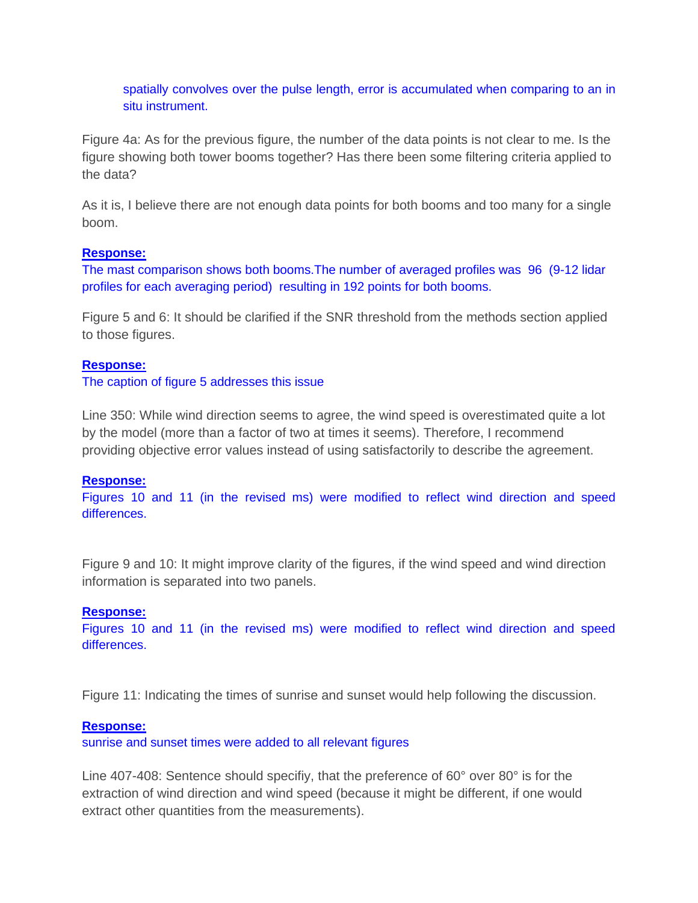spatially convolves over the pulse length, error is accumulated when comparing to an in situ instrument.

Figure 4a: As for the previous figure, the number of the data points is not clear to me. Is the figure showing both tower booms together? Has there been some filtering criteria applied to the data?

As it is, I believe there are not enough data points for both booms and too many for a single boom.

**Response:**
The mast comparison shows both booms.The number of averaged profiles was 96 (9-12 lidar profiles for each averaging period) resulting in 192 points for both booms.

Figure 5 and 6: It should be clarified if the SNR threshold from the methods section applied to those figures.

**Response:**
The caption of figure 5 addresses this issue

Line 350: While wind direction seems to agree, the wind speed is overestimated quite a lot by the model (more than a factor of two at times it seems). Therefore, I recommend providing objective error values instead of using satisfactorily to describe the agreement.

**Response:**
Figures 10 and 11 (in the revised ms) were modified to reflect wind direction and speed differences.

Figure 9 and 10: It might improve clarity of the figures, if the wind speed and wind direction information is separated into two panels.

**Response:**
Figures 10 and 11 (in the revised ms) were modified to reflect wind direction and speed differences.

Figure 11: Indicating the times of sunrise and sunset would help following the discussion.

**Response:**
sunrise and sunset times were added to all relevant figures

Line 407-408: Sentence should specifiy, that the preference of 60° over 80° is for the extraction of wind direction and wind speed (because it might be different, if one would extract other quantities from the measurements).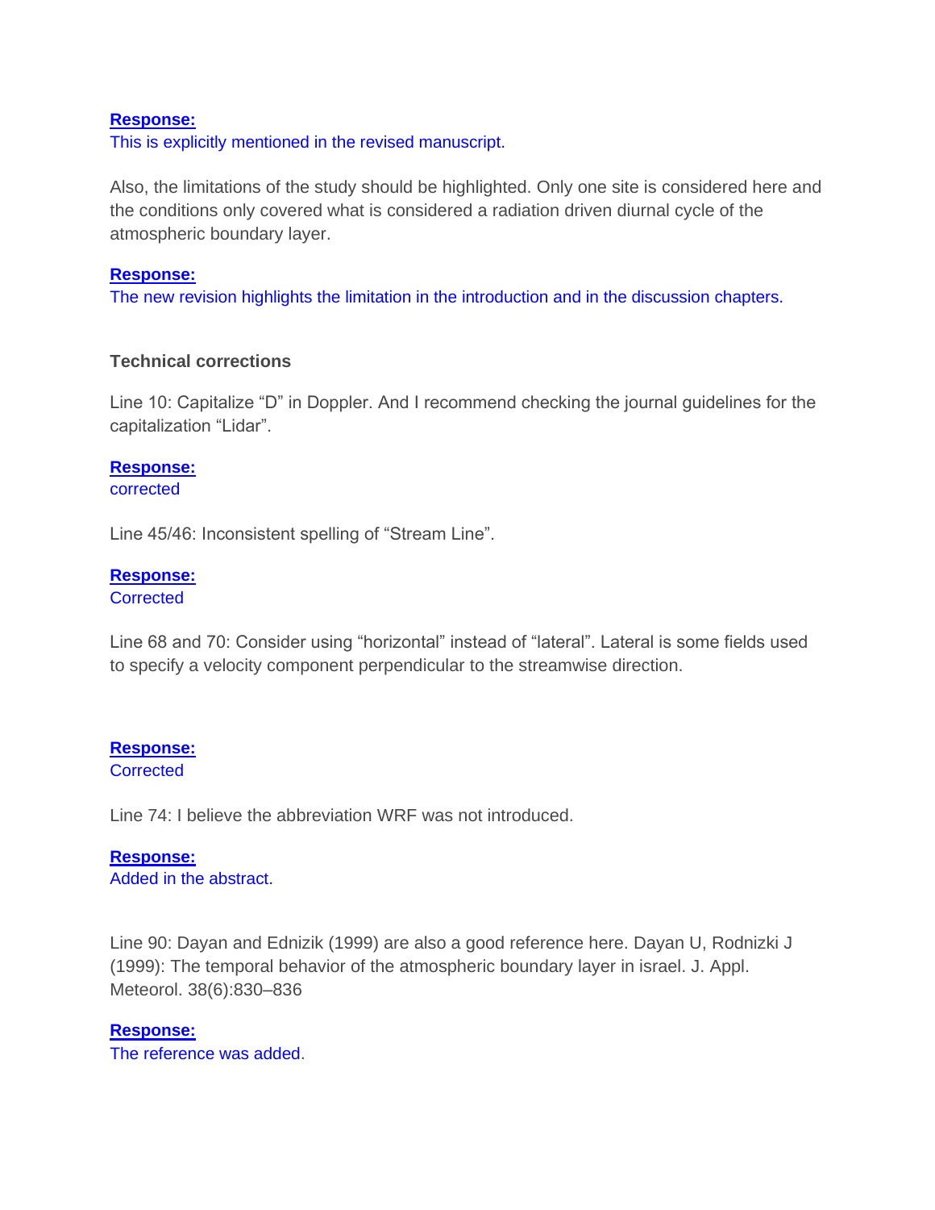**Response:**

This is explicitly mentioned in the revised manuscript.

Also, the limitations of the study should be highlighted. Only one site is considered here and the conditions only covered what is considered a radiation driven diurnal cycle of the atmospheric boundary layer.

**Response:**

The new revision highlights the limitation in the introduction and in the discussion chapters.

**Technical corrections**

Line 10: Capitalize "D" in Doppler. And I recommend checking the journal guidelines for the capitalization "Lidar".

**Response:**

corrected

Line 45/46: Inconsistent spelling of "Stream Line".

**Response:**

Corrected

Line 68 and 70: Consider using "horizontal" instead of "lateral". Lateral is some fields used to specify a velocity component perpendicular to the streamwise direction.

**Response:**

Corrected

Line 74: I believe the abbreviation WRF was not introduced.

**Response:**

Added in the abstract.

Line 90: Dayan and Ednizik (1999) are also a good reference here. Dayan U, Rodnizki J (1999): The temporal behavior of the atmospheric boundary layer in israel. J. Appl. Meteorol. 38(6):830–836

**Response:**

The reference was added.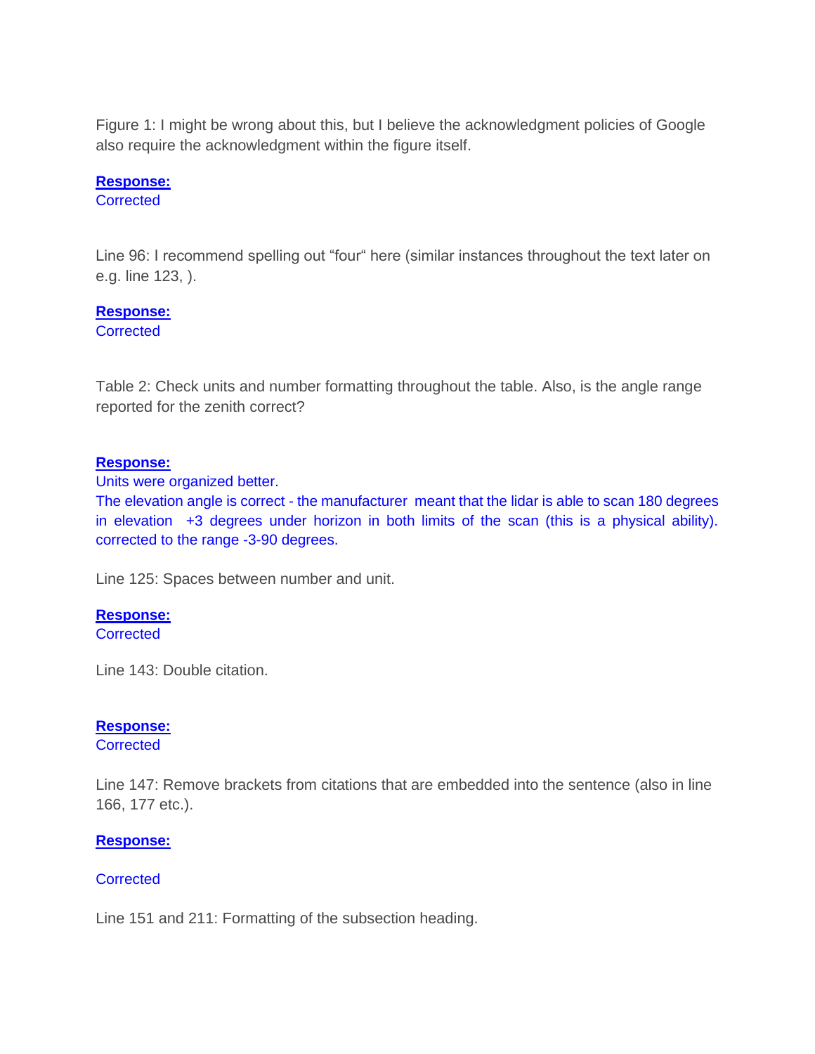Figure 1: I might be wrong about this, but I believe the acknowledgment policies of Google also require the acknowledgment within the figure itself.

**Response:**
Corrected

Line 96: I recommend spelling out "four" here (similar instances throughout the text later on e.g. line 123, ).

**Response:**
Corrected

Table 2: Check units and number formatting throughout the table. Also, is the angle range reported for the zenith correct?

**Response:**
Units were organized better.
The elevation angle is correct - the manufacturer meant that the lidar is able to scan 180 degrees in elevation +3 degrees under horizon in both limits of the scan (this is a physical ability). corrected to the range -3-90 degrees.

Line 125: Spaces between number and unit.

**Response:**
Corrected

Line 143: Double citation.

**Response:**
Corrected

Line 147: Remove brackets from citations that are embedded into the sentence (also in line 166, 177 etc.).

**Response:**

Corrected

Line 151 and 211: Formatting of the subsection heading.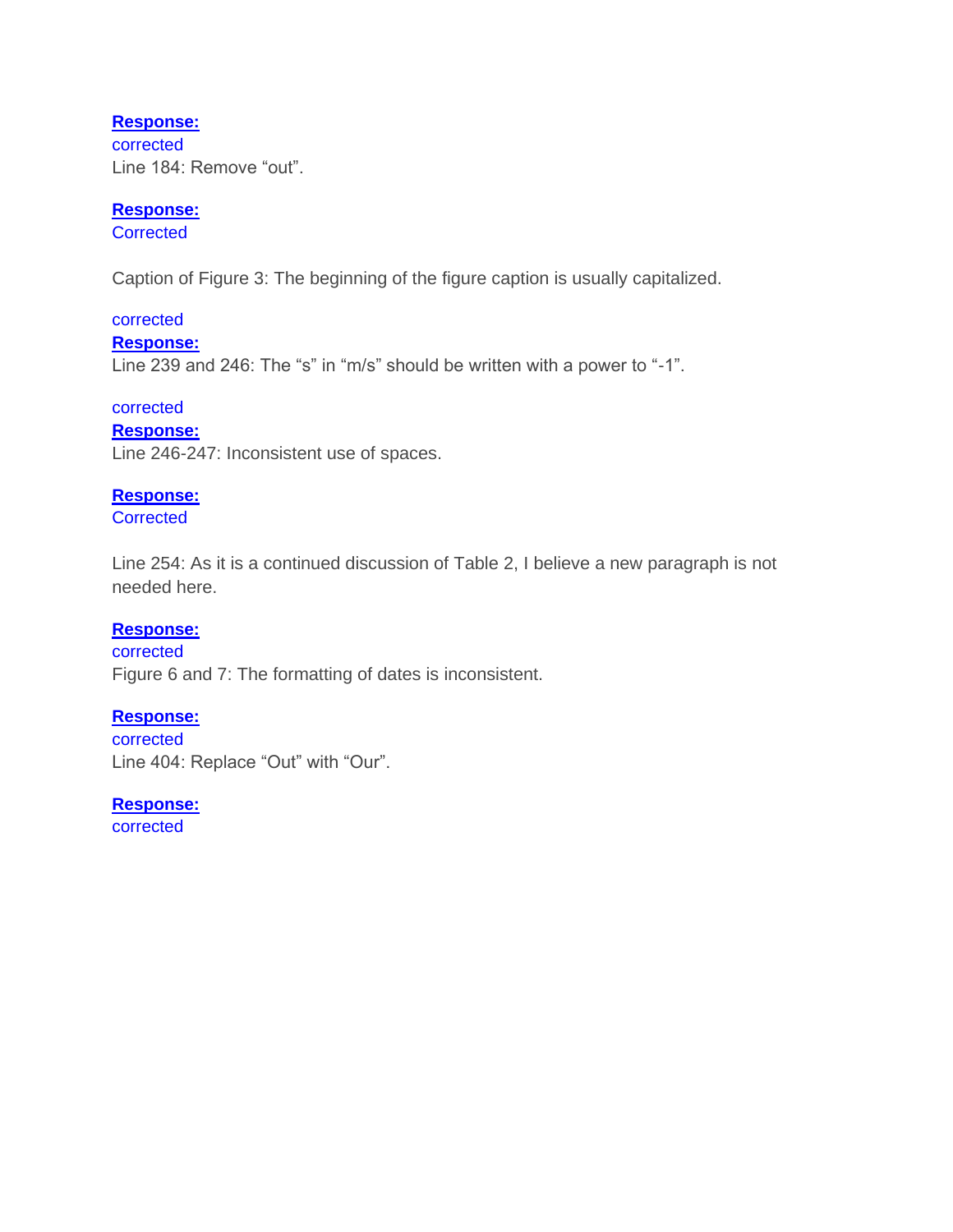**Response:**
corrected
Line 184: Remove "out".

**Response:**
Corrected

Caption of Figure 3: The beginning of the figure caption is usually capitalized.

corrected
**Response:**
Line 239 and 246: The "s" in "m/s" should be written with a power to "-1".

corrected
**Response:**
Line 246-247: Inconsistent use of spaces.

**Response:**
Corrected

Line 254: As it is a continued discussion of Table 2, I believe a new paragraph is not needed here.

**Response:**
corrected
Figure 6 and 7: The formatting of dates is inconsistent.

**Response:**
corrected
Line 404: Replace "Out" with "Our".

**Response:**
corrected